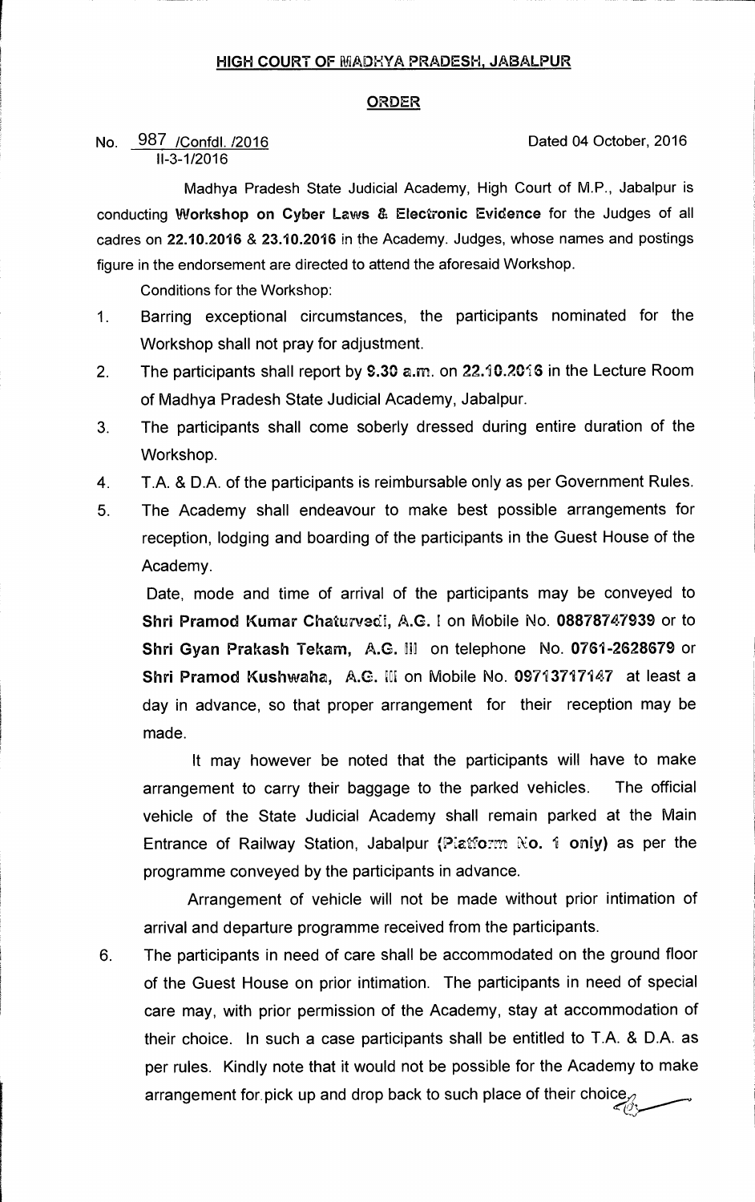## HIGH COURT OF MADHYA PRADESH, JABALPUR

## ORDER

No. 987 /Confdl. /2016 &nbsp;&nbsp;&nbsp;&nbsp;&nbsp;&nbsp;&nbsp;&nbsp;&nbsp;&nbsp;&nbsp;&nbsp;&nbsp;&nbsp;&nbsp;&nbsp;&nbsp;&nbsp;&nbsp;&nbsp;&nbsp;&nbsp;&nbsp;&nbsp; Dated 04 October, 2016
II-3-1/2016

Madhya Pradesh State Judicial Academy, High Court of M.P., Jabalpur is conducting **Workshop on Cyber Laws & Electronic Evidence** for the Judges of all cadres on **22.10.2016** & **23.10.2016** in the Academy. Judges, whose names and postings figure in the endorsement are directed to attend the aforesaid Workshop.

Conditions for the Workshop:

1. Barring exceptional circumstances, the participants nominated for the Workshop shall not pray for adjustment.
2. The participants shall report by **9.30 a.m.** on **22.10.2016** in the Lecture Room of Madhya Pradesh State Judicial Academy, Jabalpur.
3. The participants shall come soberly dressed during entire duration of the Workshop.
4. T.A. & D.A. of the participants is reimbursable only as per Government Rules.
5. The Academy shall endeavour to make best possible arrangements for reception, lodging and boarding of the participants in the Guest House of the Academy.

   Date, mode and time of arrival of the participants may be conveyed to **Shri Pramod Kumar Chaturvedi, A.G. I** on Mobile No. **08878747939** or to **Shri Gyan Prakash Tekam, A.G. III** on telephone No. **0761-2628679** or **Shri Pramod Kushwaha, A.G. III** on Mobile No. **09713717147** at least a day in advance, so that proper arrangement for their reception may be made.

   It may however be noted that the participants will have to make arrangement to carry their baggage to the parked vehicles. The official vehicle of the State Judicial Academy shall remain parked at the Main Entrance of Railway Station, Jabalpur **(Platform No. 1 only)** as per the programme conveyed by the participants in advance.

   Arrangement of vehicle will not be made without prior intimation of arrival and departure programme received from the participants.

6. The participants in need of care shall be accommodated on the ground floor of the Guest House on prior intimation. The participants in need of special care may, with prior permission of the Academy, stay at accommodation of their choice. In such a case participants shall be entitled to T.A. & D.A. as per rules. Kindly note that it would not be possible for the Academy to make arrangement for pick up and drop back to such place of their choice.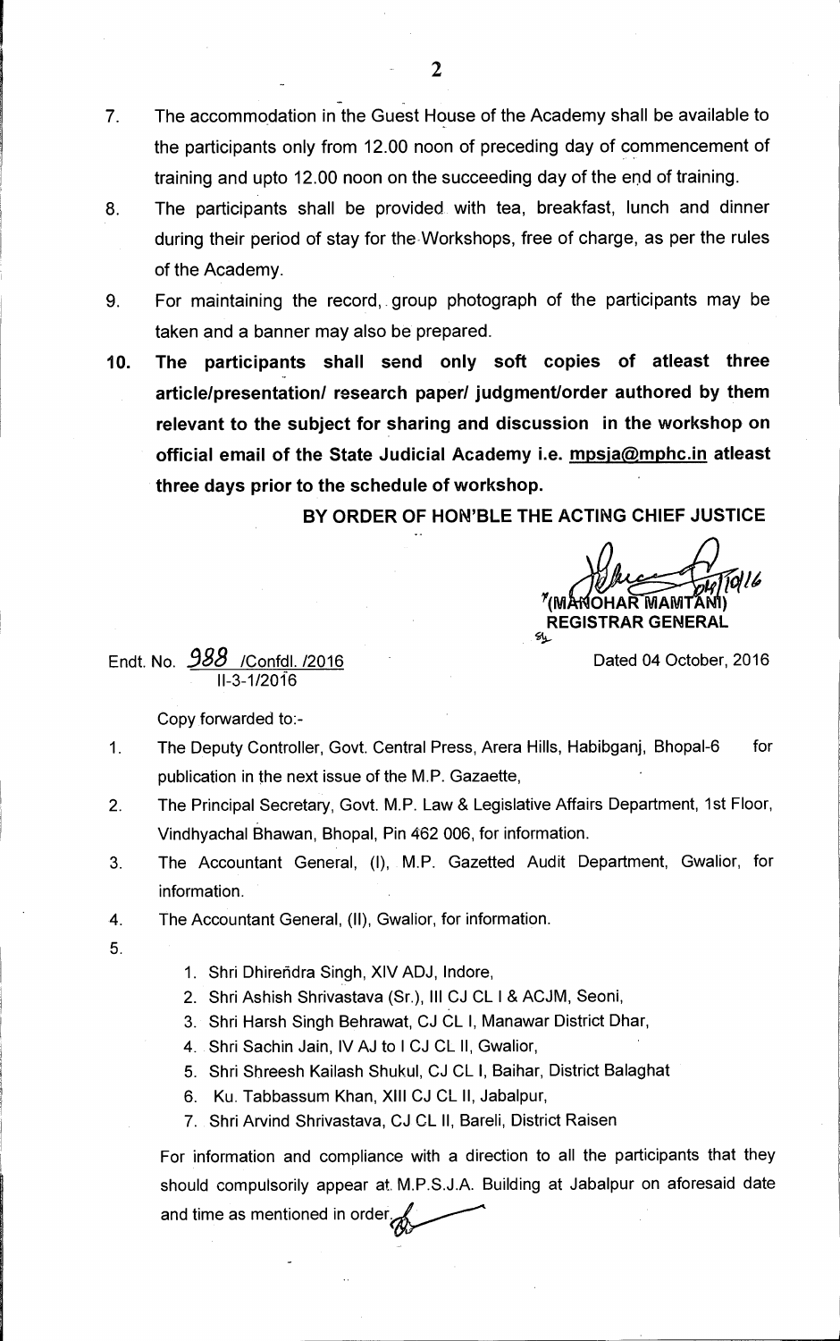7. The accommodation in the Guest House of the Academy shall be available to the participants only from 12.00 noon of preceding day of commencement of training and upto 12.00 noon on the succeeding day of the end of training.
8. The participants shall be provided with tea, breakfast, lunch and dinner during their period of stay for the Workshops, free of charge, as per the rules of the Academy.
9. For maintaining the record, group photograph of the participants may be taken and a banner may also be prepared.
10. **The participants shall send only soft copies of atleast three article/presentation/ research paper/ judgment/order authored by them relevant to the subject for sharing and discussion in the workshop on official email of the State Judicial Academy i.e. mpsja@mphc.in atleast three days prior to the schedule of workshop.**

**BY ORDER OF HON'BLE THE ACTING CHIEF JUSTICE**

(MANOHAR MAMTANI)
**REGISTRAR GENERAL**

Endt. No. 988 /Confdl. /2016
II-3-1/2016

Dated 04 October, 2016

Copy forwarded to:-

1. The Deputy Controller, Govt. Central Press, Arera Hills, Habibganj, Bhopal-6 for publication in the next issue of the M.P. Gazaette,
2. The Principal Secretary, Govt. M.P. Law & Legislative Affairs Department, 1st Floor, Vindhyachal Bhawan, Bhopal, Pin 462 006, for information.
3. The Accountant General, (I), M.P. Gazetted Audit Department, Gwalior, for information.
4. The Accountant General, (II), Gwalior, for information.
5. 
   1. Shri Dhirendra Singh, XIV ADJ, Indore,
   2. Shri Ashish Shrivastava (Sr.), III CJ CL I & ACJM, Seoni,
   3. Shri Harsh Singh Behrawat, CJ CL I, Manawar District Dhar,
   4. Shri Sachin Jain, IV AJ to I CJ CL II, Gwalior,
   5. Shri Shreesh Kailash Shukul, CJ CL I, Baihar, District Balaghat
   6. Ku. Tabbassum Khan, XIII CJ CL II, Jabalpur,
   7. Shri Arvind Shrivastava, CJ CL II, Bareli, District Raisen

   For information and compliance with a direction to all the participants that they should compulsorily appear at M.P.S.J.A. Building at Jabalpur on aforesaid date and time as mentioned in order.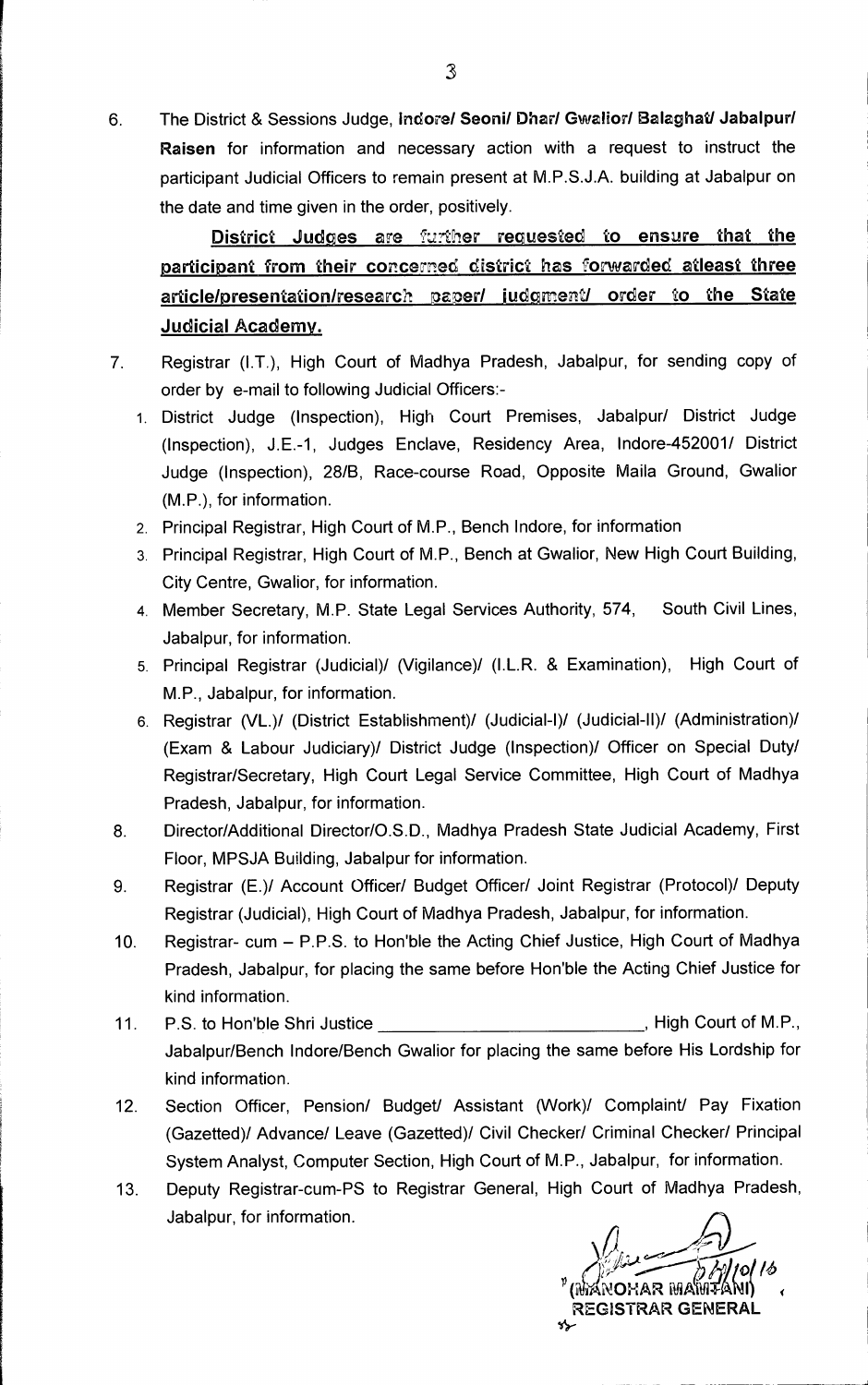6. The District & Sessions Judge, **Indore/ Seoni/ Dhar/ Gwalior/ Balaghat/ Jabalpur/ Raisen** for information and necessary action with a request to instruct the participant Judicial Officers to remain present at M.P.S.J.A. building at Jabalpur on the date and time given in the order, positively.

   **District Judges are further requested to ensure that the participant from their concerned district has forwarded atleast three article/presentation/research paper/ judgment/ order to the State Judicial Academy.**

7. Registrar (I.T.), High Court of Madhya Pradesh, Jabalpur, for sending copy of order by e-mail to following Judicial Officers:-
   1. District Judge (Inspection), High Court Premises, Jabalpur/ District Judge (Inspection), J.E.-1, Judges Enclave, Residency Area, Indore-452001/ District Judge (Inspection), 28/B, Race-course Road, Opposite Maila Ground, Gwalior (M.P.), for information.
   2. Principal Registrar, High Court of M.P., Bench Indore, for information
   3. Principal Registrar, High Court of M.P., Bench at Gwalior, New High Court Building, City Centre, Gwalior, for information.
   4. Member Secretary, M.P. State Legal Services Authority, 574, South Civil Lines, Jabalpur, for information.
   5. Principal Registrar (Judicial)/ (Vigilance)/ (I.L.R. & Examination), High Court of M.P., Jabalpur, for information.
   6. Registrar (VL.)/ (District Establishment)/ (Judicial-I)/ (Judicial-II)/ (Administration)/ (Exam & Labour Judiciary)/ District Judge (Inspection)/ Officer on Special Duty/ Registrar/Secretary, High Court Legal Service Committee, High Court of Madhya Pradesh, Jabalpur, for information.
8. Director/Additional Director/O.S.D., Madhya Pradesh State Judicial Academy, First Floor, MPSJA Building, Jabalpur for information.
9. Registrar (E.)/ Account Officer/ Budget Officer/ Joint Registrar (Protocol)/ Deputy Registrar (Judicial), High Court of Madhya Pradesh, Jabalpur, for information.
10. Registrar- cum – P.P.S. to Hon'ble the Acting Chief Justice, High Court of Madhya Pradesh, Jabalpur, for placing the same before Hon'ble the Acting Chief Justice for kind information.
11. P.S. to Hon'ble Shri Justice ____________________________, High Court of M.P., Jabalpur/Bench Indore/Bench Gwalior for placing the same before His Lordship for kind information.
12. Section Officer, Pension/ Budget/ Assistant (Work)/ Complaint/ Pay Fixation (Gazetted)/ Advance/ Leave (Gazetted)/ Civil Checker/ Criminal Checker/ Principal System Analyst, Computer Section, High Court of M.P., Jabalpur, for information.
13. Deputy Registrar-cum-PS to Registrar General, High Court of Madhya Pradesh, Jabalpur, for information.

(MANOHAR MAMTANI)
REGISTRAR GENERAL